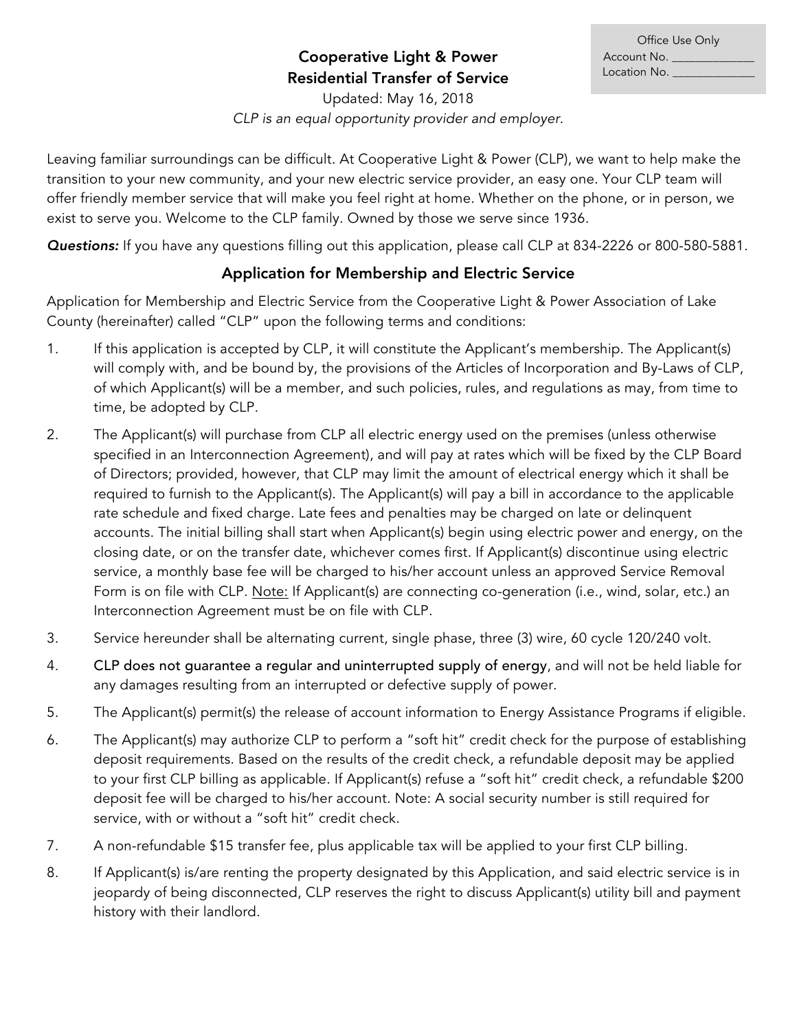| Office Use Only |
| --- |
| Account No. _____________ |
| Location No. _____________ |

# Cooperative Light & Power
# Residential Transfer of Service

Updated: May 16, 2018

*CLP is an equal opportunity provider and employer.*

Leaving familiar surroundings can be difficult. At Cooperative Light & Power (CLP), we want to help make the transition to your new community, and your new electric service provider, an easy one. Your CLP team will offer friendly member service that will make you feel right at home. Whether on the phone, or in person, we exist to serve you. Welcome to the CLP family. Owned by those we serve since 1936.

***Questions:*** If you have any questions filling out this application, please call CLP at 834-2226 or 800-580-5881.

## Application for Membership and Electric Service

Application for Membership and Electric Service from the Cooperative Light & Power Association of Lake County (hereinafter) called "CLP" upon the following terms and conditions:

1. If this application is accepted by CLP, it will constitute the Applicant's membership. The Applicant(s) will comply with, and be bound by, the provisions of the Articles of Incorporation and By-Laws of CLP, of which Applicant(s) will be a member, and such policies, rules, and regulations as may, from time to time, be adopted by CLP.
2. The Applicant(s) will purchase from CLP all electric energy used on the premises (unless otherwise specified in an Interconnection Agreement), and will pay at rates which will be fixed by the CLP Board of Directors; provided, however, that CLP may limit the amount of electrical energy which it shall be required to furnish to the Applicant(s). The Applicant(s) will pay a bill in accordance to the applicable rate schedule and fixed charge. Late fees and penalties may be charged on late or delinquent accounts. The initial billing shall start when Applicant(s) begin using electric power and energy, on the closing date, or on the transfer date, whichever comes first. If Applicant(s) discontinue using electric service, a monthly base fee will be charged to his/her account unless an approved Service Removal Form is on file with CLP. <u>Note:</u> If Applicant(s) are connecting co-generation (i.e., wind, solar, etc.) an Interconnection Agreement must be on file with CLP.
3. Service hereunder shall be alternating current, single phase, three (3) wire, 60 cycle 120/240 volt.
4. CLP does not guarantee a regular and uninterrupted supply of energy, and will not be held liable for any damages resulting from an interrupted or defective supply of power.
5. The Applicant(s) permit(s) the release of account information to Energy Assistance Programs if eligible.
6. The Applicant(s) may authorize CLP to perform a "soft hit" credit check for the purpose of establishing deposit requirements. Based on the results of the credit check, a refundable deposit may be applied to your first CLP billing as applicable. If Applicant(s) refuse a "soft hit" credit check, a refundable $200 deposit fee will be charged to his/her account. Note: A social security number is still required for service, with or without a "soft hit" credit check.
7. A non-refundable $15 transfer fee, plus applicable tax will be applied to your first CLP billing.
8. If Applicant(s) is/are renting the property designated by this Application, and said electric service is in jeopardy of being disconnected, CLP reserves the right to discuss Applicant(s) utility bill and payment history with their landlord.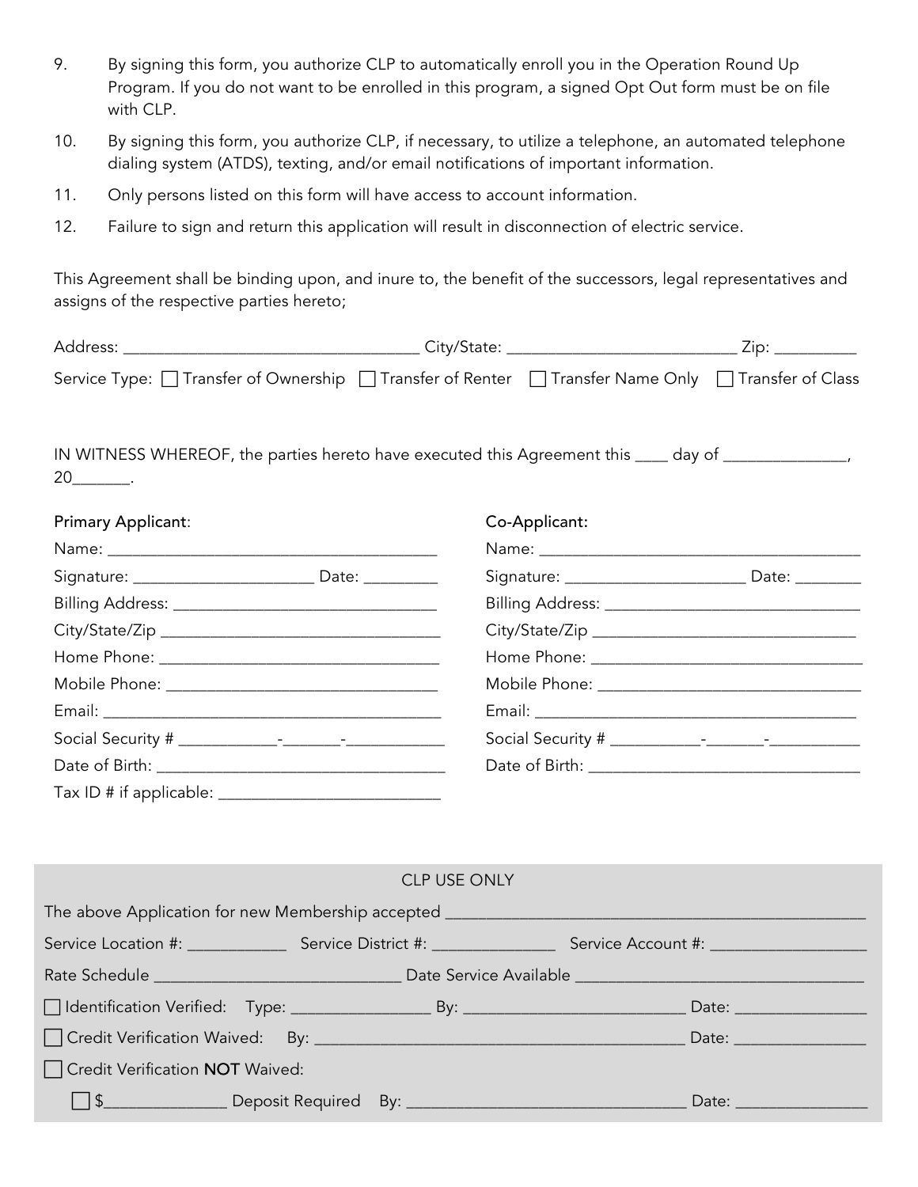9. By signing this form, you authorize CLP to automatically enroll you in the Operation Round Up Program. If you do not want to be enrolled in this program, a signed Opt Out form must be on file with CLP.
10. By signing this form, you authorize CLP, if necessary, to utilize a telephone, an automated telephone dialing system (ATDS), texting, and/or email notifications of important information.
11. Only persons listed on this form will have access to account information.
12. Failure to sign and return this application will result in disconnection of electric service.

This Agreement shall be binding upon, and inure to, the benefit of the successors, legal representatives and assigns of the respective parties hereto;

Address: ___________________________________ City/State: ___________________________ Zip: __________

Service Type: ☐ Transfer of Ownership ☐ Transfer of Renter ☐ Transfer Name Only ☐ Transfer of Class

IN WITNESS WHEREOF, the parties hereto have executed this Agreement this ____ day of ______________, 20_______.

**Primary Applicant:**

Name: ________________________________________

Signature: _____________________ Date: _________

Billing Address: _______________________________

City/State/Zip _________________________________

Home Phone: _________________________________

Mobile Phone: ________________________________

Email: _______________________________________

Social Security # ____________-_______-____________

Date of Birth: _________________________________

Tax ID # if applicable: _________________________

**Co-Applicant:**

Name: ______________________________________

Signature: _____________________ Date: ________

Billing Address: ______________________________

City/State/Zip ________________________________

Home Phone: ________________________________

Mobile Phone: _______________________________

Email: ______________________________________

Social Security # ___________-_______-___________

Date of Birth: ________________________________

---

CLP USE ONLY

The above Application for new Membership accepted ________________________________________________

Service Location #: ____________ Service District #: ______________ Service Account #: __________________

Rate Schedule _____________________________ Date Service Available __________________________________

☐ Identification Verified: Type: ________________ By: __________________________ Date: _______________

☐ Credit Verification Waived: By: ___________________________________________ Date: _______________

☐ Credit Verification **NOT** Waived:

☐ $______________ Deposit Required By: _________________________________ Date: _______________